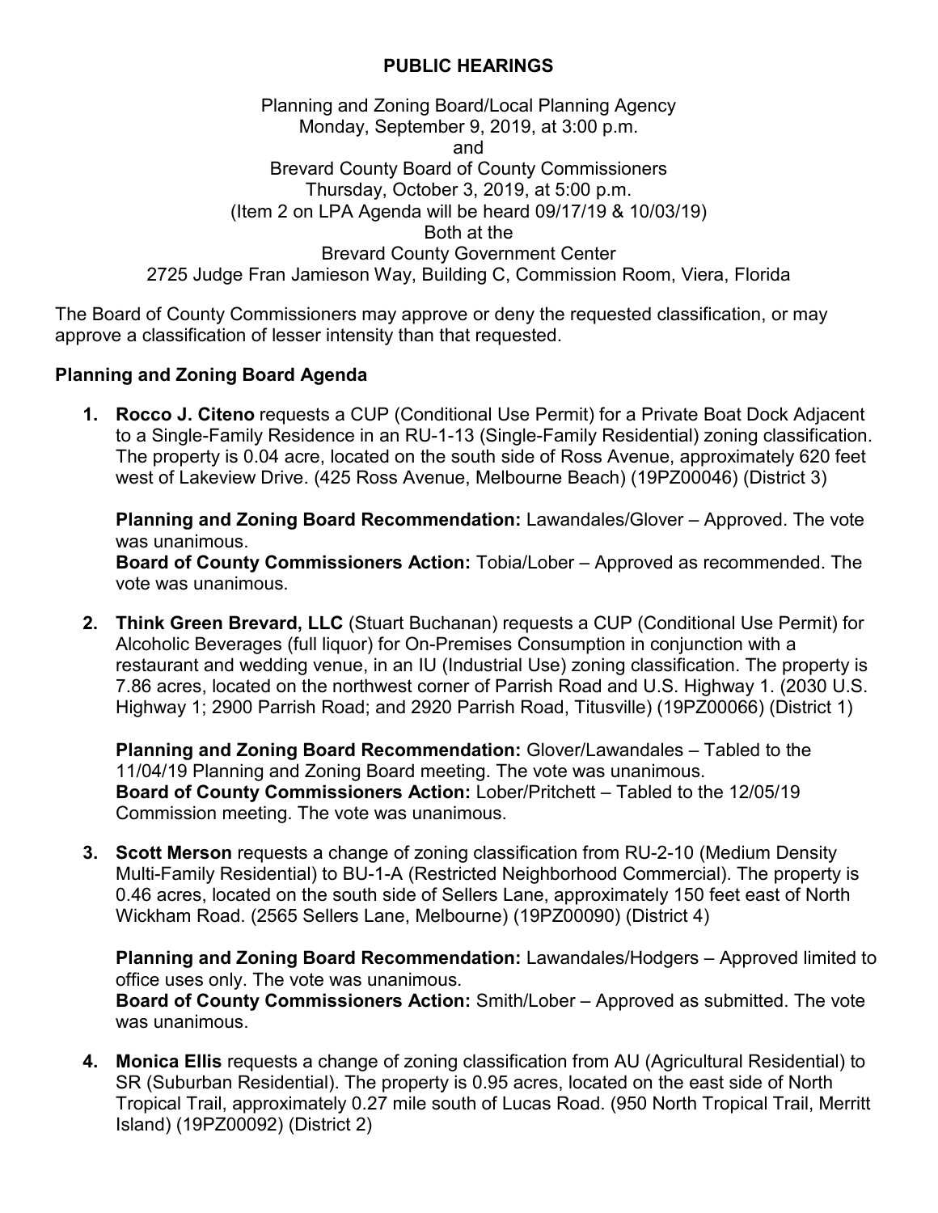# PUBLIC HEARINGS

Planning and Zoning Board/Local Planning Agency
Monday, September 9, 2019, at 3:00 p.m.
and
Brevard County Board of County Commissioners
Thursday, October 3, 2019, at 5:00 p.m.
(Item 2 on LPA Agenda will be heard 09/17/19 & 10/03/19)
Both at the
Brevard County Government Center
2725 Judge Fran Jamieson Way, Building C, Commission Room, Viera, Florida

The Board of County Commissioners may approve or deny the requested classification, or may approve a classification of lesser intensity than that requested.

## Planning and Zoning Board Agenda

1. **Rocco J. Citeno** requests a CUP (Conditional Use Permit) for a Private Boat Dock Adjacent to a Single-Family Residence in an RU-1-13 (Single-Family Residential) zoning classification. The property is 0.04 acre, located on the south side of Ross Avenue, approximately 620 feet west of Lakeview Drive. (425 Ross Avenue, Melbourne Beach) (19PZ00046) (District 3)

   **Planning and Zoning Board Recommendation:** Lawandales/Glover – Approved. The vote was unanimous.
   **Board of County Commissioners Action:** Tobia/Lober – Approved as recommended. The vote was unanimous.

2. **Think Green Brevard, LLC** (Stuart Buchanan) requests a CUP (Conditional Use Permit) for Alcoholic Beverages (full liquor) for On-Premises Consumption in conjunction with a restaurant and wedding venue, in an IU (Industrial Use) zoning classification. The property is 7.86 acres, located on the northwest corner of Parrish Road and U.S. Highway 1. (2030 U.S. Highway 1; 2900 Parrish Road; and 2920 Parrish Road, Titusville) (19PZ00066) (District 1)

   **Planning and Zoning Board Recommendation:** Glover/Lawandales – Tabled to the 11/04/19 Planning and Zoning Board meeting. The vote was unanimous.
   **Board of County Commissioners Action:** Lober/Pritchett – Tabled to the 12/05/19 Commission meeting. The vote was unanimous.

3. **Scott Merson** requests a change of zoning classification from RU-2-10 (Medium Density Multi-Family Residential) to BU-1-A (Restricted Neighborhood Commercial). The property is 0.46 acres, located on the south side of Sellers Lane, approximately 150 feet east of North Wickham Road. (2565 Sellers Lane, Melbourne) (19PZ00090) (District 4)

   **Planning and Zoning Board Recommendation:** Lawandales/Hodgers – Approved limited to office uses only. The vote was unanimous.
   **Board of County Commissioners Action:** Smith/Lober – Approved as submitted. The vote was unanimous.

4. **Monica Ellis** requests a change of zoning classification from AU (Agricultural Residential) to SR (Suburban Residential). The property is 0.95 acres, located on the east side of North Tropical Trail, approximately 0.27 mile south of Lucas Road. (950 North Tropical Trail, Merritt Island) (19PZ00092) (District 2)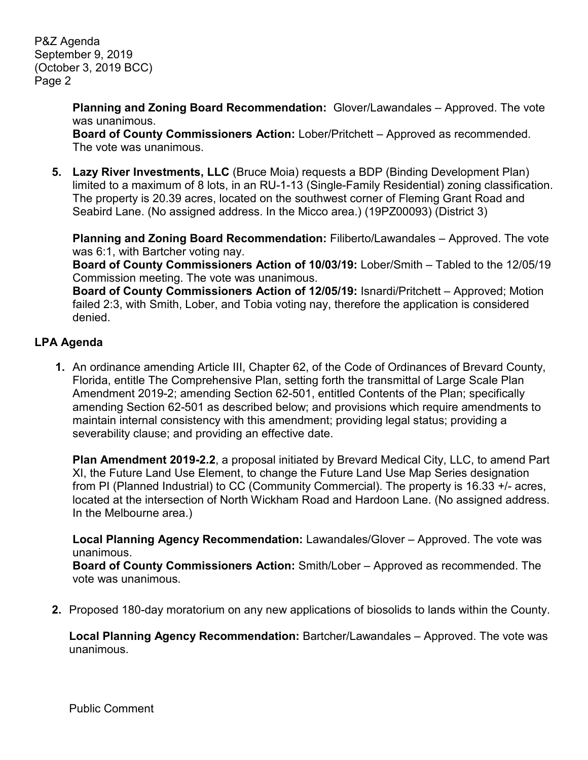**Planning and Zoning Board Recommendation:** Glover/Lawandales – Approved. The vote was unanimous.
**Board of County Commissioners Action:** Lober/Pritchett – Approved as recommended. The vote was unanimous.

5. **Lazy River Investments, LLC** (Bruce Moia) requests a BDP (Binding Development Plan) limited to a maximum of 8 lots, in an RU-1-13 (Single-Family Residential) zoning classification. The property is 20.39 acres, located on the southwest corner of Fleming Grant Road and Seabird Lane. (No assigned address. In the Micco area.) (19PZ00093) (District 3)

   **Planning and Zoning Board Recommendation:** Filiberto/Lawandales – Approved. The vote was 6:1, with Bartcher voting nay.
   **Board of County Commissioners Action of 10/03/19:** Lober/Smith – Tabled to the 12/05/19 Commission meeting. The vote was unanimous.
   **Board of County Commissioners Action of 12/05/19:** Isnardi/Pritchett – Approved; Motion failed 2:3, with Smith, Lober, and Tobia voting nay, therefore the application is considered denied.

## LPA Agenda

1. An ordinance amending Article III, Chapter 62, of the Code of Ordinances of Brevard County, Florida, entitle The Comprehensive Plan, setting forth the transmittal of Large Scale Plan Amendment 2019-2; amending Section 62-501, entitled Contents of the Plan; specifically amending Section 62-501 as described below; and provisions which require amendments to maintain internal consistency with this amendment; providing legal status; providing a severability clause; and providing an effective date.

   **Plan Amendment 2019-2.2**, a proposal initiated by Brevard Medical City, LLC, to amend Part XI, the Future Land Use Element, to change the Future Land Use Map Series designation from PI (Planned Industrial) to CC (Community Commercial). The property is 16.33 +/- acres, located at the intersection of North Wickham Road and Hardoon Lane. (No assigned address. In the Melbourne area.)

   **Local Planning Agency Recommendation:** Lawandales/Glover – Approved. The vote was unanimous.
   **Board of County Commissioners Action:** Smith/Lober – Approved as recommended. The vote was unanimous.

2. Proposed 180-day moratorium on any new applications of biosolids to lands within the County.

   **Local Planning Agency Recommendation:** Bartcher/Lawandales – Approved. The vote was unanimous.

Public Comment